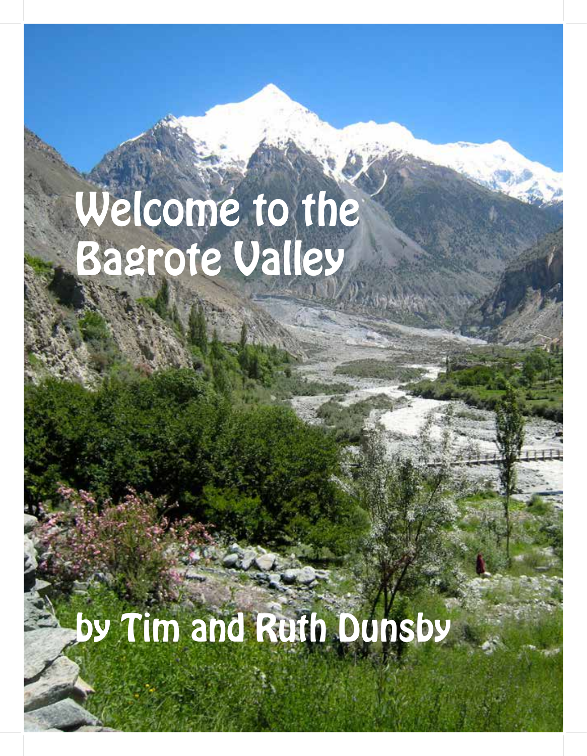# Welcome to the Bagrote Valley

by Tim and Ruth Dunsby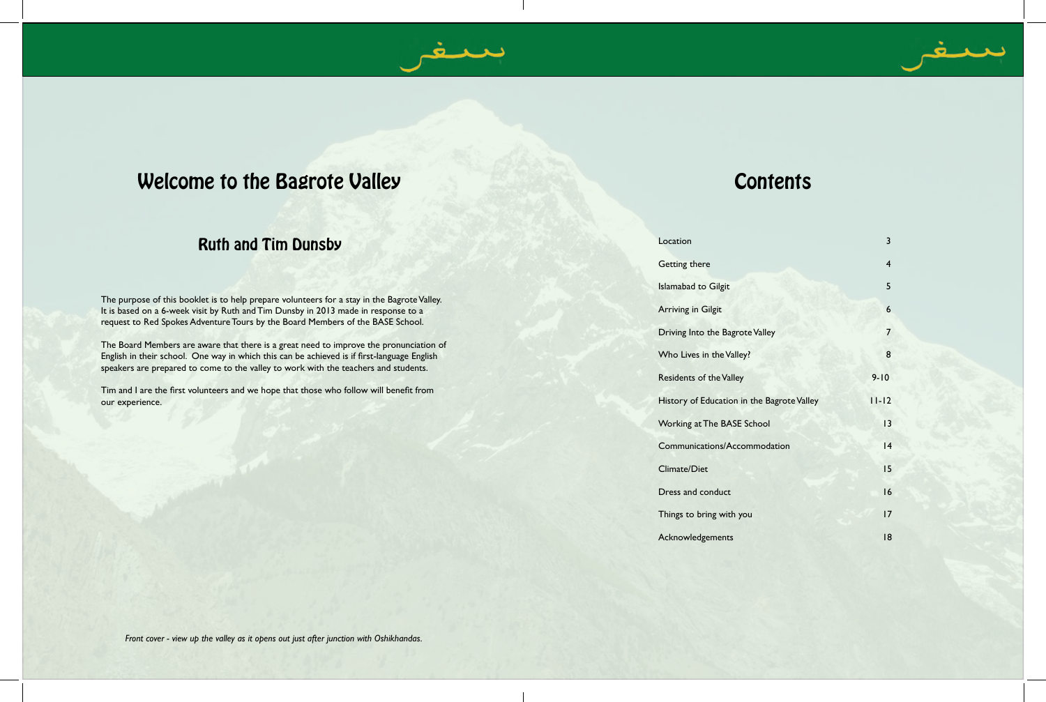# Welcome to the Bagrote Valley

## Ruth and Tim Dunsby

The purpose of this booklet is to help prepare volunteers for a stay in the Bagrote Valley. It is based on a 6-week visit by Ruth and Tim Dunsby in 2013 made in response to a request to Red Spokes Adventure Tours by the Board Members of the BASE School.

The Board Members are aware that there is a great need to improve the pronunciation of English in their school. One way in which this can be achieved is if first-language English speakers are prepared to come to the valley to work with the teachers and students.

Tim and I are the first volunteers and we hope that those who follow will benefit from our experience.

*Front cover - view up the valley as it opens out just after junction with Oshikhandas.*

# Contents

| | |
|---|---|
| Location | 3 |
| Getting there | 4 |
| Islamabad to Gilgit | 5 |
| Arriving in Gilgit | 6 |
| Driving Into the Bagrote Valley | 7 |
| Who Lives in the Valley? | 8 |
| Residents of the Valley | 9-10 |
| History of Education in the Bagrote Valley | 11-12 |
| Working at The BASE School | 13 |
| Communications/Accommodation | 14 |
| Climate/Diet | 15 |
| Dress and conduct | 16 |
| Things to bring with you | 17 |
| Acknowledgements | 18 |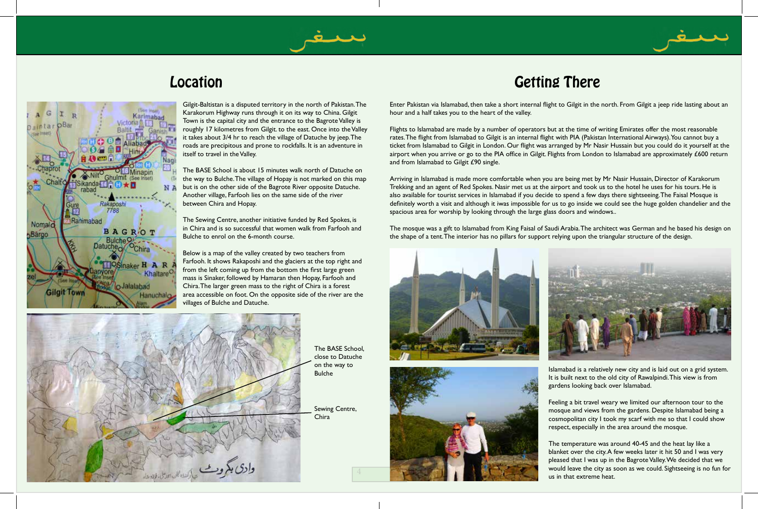## Location

Gilgit-Baltistan is a disputed territory in the north of Pakistan. The Karakorum Highway runs through it on its way to China. Gilgit Town is the capital city and the entrance to the Bagrote Valley is roughly 17 kilometres from Gilgit. to the east. Once into the Valley it takes about 3/4 hr to reach the village of Datuche by jeep. The roads are precipitous and prone to rockfalls. It is an adventure in itself to travel in the Valley.

The BASE School is about 15 minutes walk north of Datuche on the way to Bulche. The village of Hopay is not marked on this map but is on the other side of the Bagrote River opposite Datuche. Another village, Farfooh lies on the same side of the river between Chira and Hopay.

The Sewing Centre, another initiative funded by Red Spokes, is in Chira and is so successful that women walk from Farfooh and Bulche to enrol on the 6-month course.

Below is a map of the valley created by two teachers from Farfooh. It shows Rakaposhi and the glaciers at the top right and from the left coming up from the bottom the first large green mass is Sinaker, followed by Hamaran then Hopay, Farfooh and Chira. The larger green mass to the right of Chira is a forest area accessible on foot. On the opposite side of the river are the villages of Bulche and Datuche.

The BASE School, close to Datuche on the way to Bulche

Sewing Centre, Chira

## Getting There

Enter Pakistan via Islamabad, then take a short internal flight to Gilgit in the north. From Gilgit a jeep ride lasting about an hour and a half takes you to the heart of the valley.

Flights to Islamabad are made by a number of operators but at the time of writing Emirates offer the most reasonable rates. The flight from Islamabad to Gilgit is an internal flight with PIA (Pakistan International Airways). You cannot buy a ticket from Islamabad to Gilgit in London. Our flight was arranged by Mr Nasir Hussain but you could do it yourself at the airport when you arrive or go to the PIA office in Gilgit. Flights from London to Islamabad are approximately £600 return and from Islamabad to Gilgit £90 single.

Arriving in Islamabad is made more comfortable when you are being met by Mr Nasir Hussain, Director of Karakorum Trekking and an agent of Red Spokes. Nasir met us at the airport and took us to the hotel he uses for his tours. He is also available for tourist services in Islamabad if you decide to spend a few days there sightseeing. The Faisal Mosque is definitely worth a visit and although it iwas impossible for us to go inside we could see the huge golden chandelier and the spacious area for worship by looking through the large glass doors and windows..

The mosque was a gift to Islamabad from King Faisal of Saudi Arabia. The architect was German and he based his design on the shape of a tent. The interior has no pillars for support relying upon the triangular structure of the design.

Islamabad is a relatively new city and is laid out on a grid system. It is built next to the old city of Rawalpindi. This view is from gardens looking back over Islamabad.

Feeling a bit travel weary we limited our afternoon tour to the mosque and views from the gardens. Despite Islamabad being a cosmopolitan city I took my scarf with me so that I could show respect, especially in the area around the mosque.

The temperature was around 40-45 and the heat lay like a blanket over the city. A few weeks later it hit 50 and I was very pleased that I was up in the Bagrote Valley. We decided that we would leave the city as soon as we could. Sightseeing is no fun for us in that extreme heat.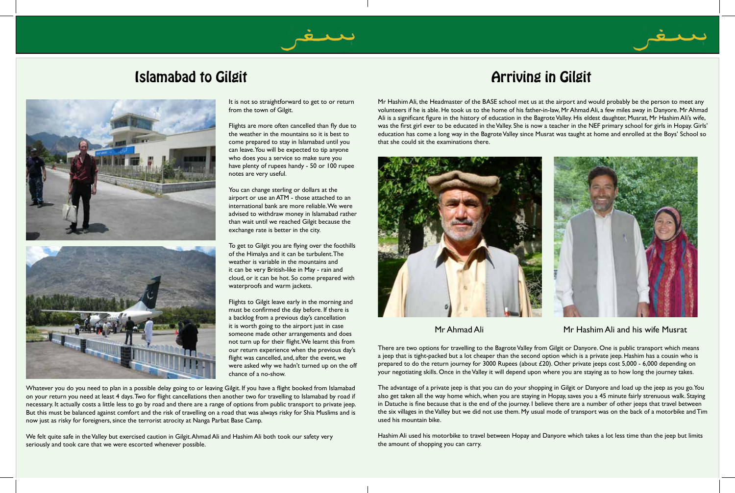# Islamabad to Gilgit

It is not so straightforward to get to or return from the town of Gilgit.

Flights are more often cancelled than fly due to the weather in the mountains so it is best to come prepared to stay in Islamabad until you can leave. You will be expected to tip anyone who does you a service so make sure you have plenty of rupees handy - 50 or 100 rupee notes are very useful.

You can change sterling or dollars at the airport or use an ATM - those attached to an international bank are more reliable. We were advised to withdraw money in Islamabad rather than wait until we reached Gilgit because the exchange rate is better in the city.

To get to Gilgit you are flying over the foothills of the Himalya and it can be turbulent. The weather is variable in the mountains and it can be very British-like in May - rain and cloud, or it can be hot. So come prepared with waterproofs and warm jackets.

Flights to Gilgit leave early in the morning and must be confirmed the day before. If there is a backlog from a previous day's cancellation it is worth going to the airport just in case someone made other arrangements and does not turn up for their flight. We learnt this from our return experience when the previous day's flight was cancelled, and, after the event, we were asked why we hadn't turned up on the off chance of a no-show.

Whatever you do you need to plan in a possible delay going to or leaving Gilgit. If you have a flight booked from Islamabad on your return you need at least 4 days. Two for flight cancellations then another two for travelling to Islamabad by road if necessary. It actually costs a little less to go by road and there are a range of options from public transport to private jeep. But this must be balanced against comfort and the risk of travelling on a road that was always risky for Shia Muslims and is now just as risky for foreigners, since the terrorist atrocity at Nanga Parbat Base Camp.

We felt quite safe in the Valley but exercised caution in Gilgit. Ahmad Ali and Hashim Ali both took our safety very seriously and took care that we were escorted whenever possible.

# Arriving in Gilgit

Mr Hashim Ali, the Headmaster of the BASE school met us at the airport and would probably be the person to meet any volunteers if he is able. He took us to the home of his father-in-law, Mr Ahmad Ali, a few miles away in Danyore. Mr Ahmad Ali is a significant figure in the history of education in the Bagrote Valley. His eldest daughter, Musrat, Mr Hashim Ali's wife, was the first girl ever to be educated in the Valley. She is now a teacher in the NEF primary school for girls in Hopay. Girls' education has come a long way in the Bagrote Valley since Musrat was taught at home and enrolled at the Boys' School so that she could sit the examinations there.

Mr Ahmad Ali

Mr Hashim Ali and his wife Musrat

There are two options for travelling to the Bagrote Valley from Gilgit or Danyore. One is public transport which means a jeep that is tight-packed but a lot cheaper than the second option which is a private jeep. Hashim has a cousin who is prepared to do the return journey for 3000 Rupees (about £20). Other private jeeps cost 5,000 - 6,000 depending on your negotiating skills. Once in the Valley it will depend upon where you are staying as to how long the journey takes.

The advantage of a private jeep is that you can do your shopping in Gilgit or Danyore and load up the jeep as you go. You also get taken all the way home which, when you are staying in Hopay, saves you a 45 minute fairly strenuous walk. Staying in Datuche is fine because that is the end of the journey. I believe there are a number of other jeeps that travel between the six villages in the Valley but we did not use them. My usual mode of transport was on the back of a motorbike and Tim used his mountain bike.

Hashim Ali used his motorbike to travel between Hopay and Danyore which takes a lot less time than the jeep but limits the amount of shopping you can carry.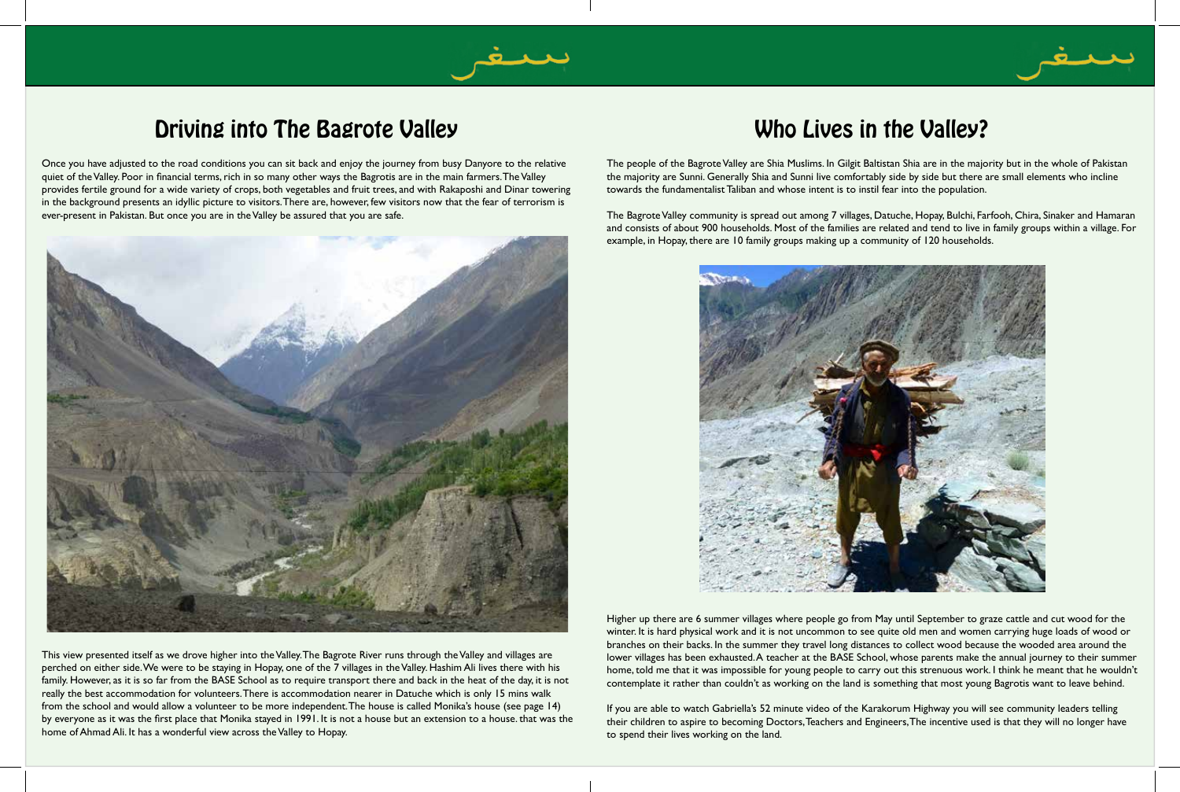# Driving into The Bagrote Valley

Once you have adjusted to the road conditions you can sit back and enjoy the journey from busy Danyore to the relative quiet of the Valley. Poor in financial terms, rich in so many other ways the Bagrotis are in the main farmers. The Valley provides fertile ground for a wide variety of crops, both vegetables and fruit trees, and with Rakaposhi and Dinar towering in the background presents an idyllic picture to visitors. There are, however, few visitors now that the fear of terrorism is ever-present in Pakistan. But once you are in the Valley be assured that you are safe.

This view presented itself as we drove higher into the Valley. The Bagrote River runs through the Valley and villages are perched on either side. We were to be staying in Hopay, one of the 7 villages in the Valley. Hashim Ali lives there with his family. However, as it is so far from the BASE School as to require transport there and back in the heat of the day, it is not really the best accommodation for volunteers. There is accommodation nearer in Datuche which is only 15 mins walk from the school and would allow a volunteer to be more independent. The house is called Monika's house (see page 14) by everyone as it was the first place that Monika stayed in 1991. It is not a house but an extension to a house. that was the home of Ahmad Ali. It has a wonderful view across the Valley to Hopay.

# Who Lives in the Valley?

The people of the Bagrote Valley are Shia Muslims. In Gilgit Baltistan Shia are in the majority but in the whole of Pakistan the majority are Sunni. Generally Shia and Sunni live comfortably side by side but there are small elements who incline towards the fundamentalist Taliban and whose intent is to instil fear into the population.

The Bagrote Valley community is spread out among 7 villages, Datuche, Hopay, Bulchi, Farfooh, Chira, Sinaker and Hamaran and consists of about 900 households. Most of the families are related and tend to live in family groups within a village. For example, in Hopay, there are 10 family groups making up a community of 120 households.

Higher up there are 6 summer villages where people go from May until September to graze cattle and cut wood for the winter. It is hard physical work and it is not uncommon to see quite old men and women carrying huge loads of wood or branches on their backs. In the summer they travel long distances to collect wood because the wooded area around the lower villages has been exhausted. A teacher at the BASE School, whose parents make the annual journey to their summer home, told me that it was impossible for young people to carry out this strenuous work. I think he meant that he wouldn't contemplate it rather than couldn't as working on the land is something that most young Bagrotis want to leave behind.

If you are able to watch Gabriella's 52 minute video of the Karakorum Highway you will see community leaders telling their children to aspire to becoming Doctors, Teachers and Engineers, The incentive used is that they will no longer have to spend their lives working on the land.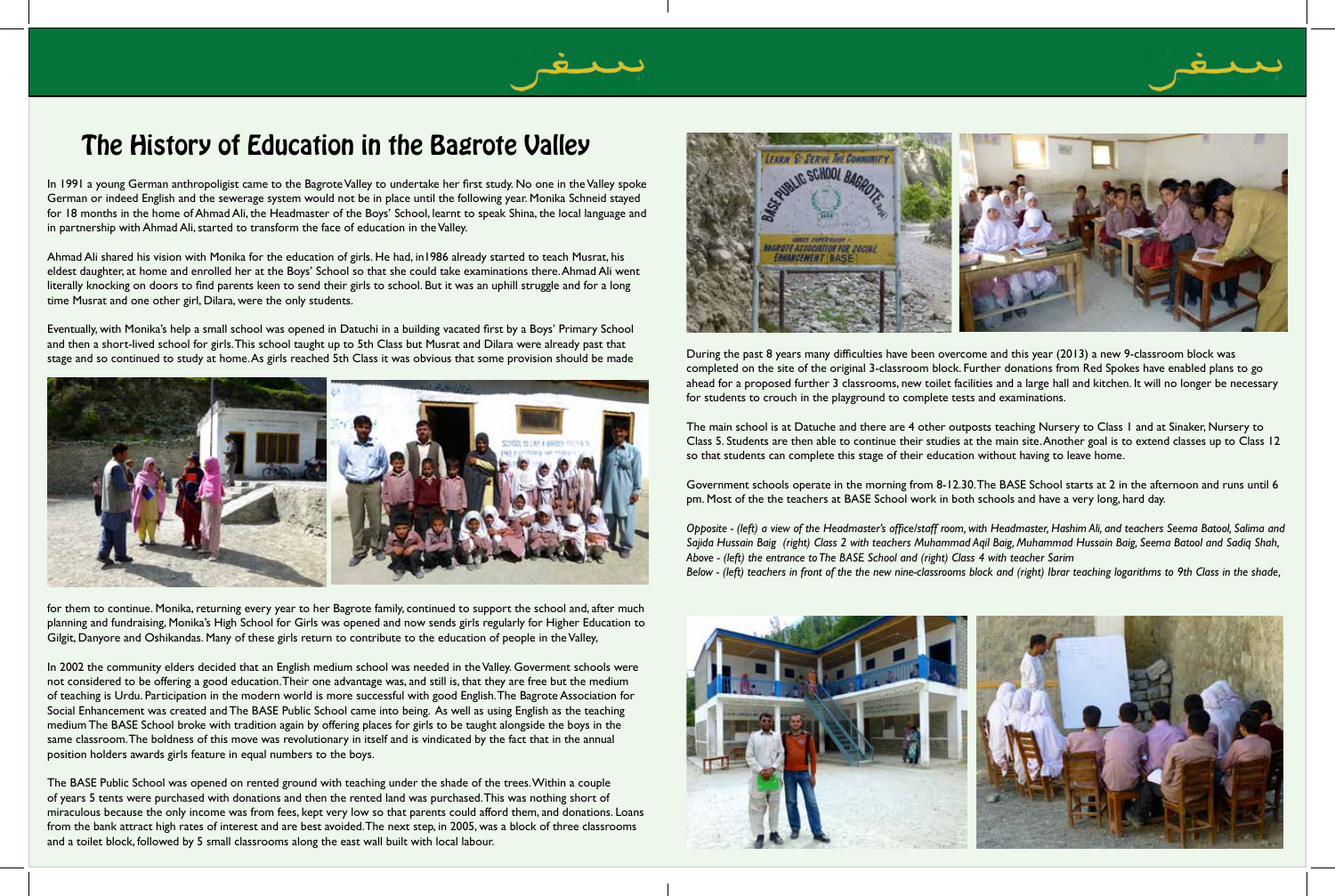# The History of Education in the Bagrote Valley

In 1991 a young German anthropoligist came to the Bagrote Valley to undertake her first study. No one in the Valley spoke German or indeed English and the sewerage system would not be in place until the following year. Monika Schneid stayed for 18 months in the home of Ahmad Ali, the Headmaster of the Boys' School, learnt to speak Shina, the local language and in partnership with Ahmad Ali, started to transform the face of education in the Valley.

Ahmad Ali shared his vision with Monika for the education of girls. He had, in1986 already started to teach Musrat, his eldest daughter, at home and enrolled her at the Boys' School so that she could take examinations there. Ahmad Ali went literally knocking on doors to find parents keen to send their girls to school. But it was an uphill struggle and for a long time Musrat and one other girl, Dilara, were the only students.

Eventually, with Monika's help a small school was opened in Datuchi in a building vacated first by a Boys' Primary School and then a short-lived school for girls. This school taught up to 5th Class but Musrat and Dilara were already past that stage and so continued to study at home. As girls reached 5th Class it was obvious that some provision should be made for them to continue. Monika, returning every year to her Bagrote family, continued to support the school and, after much planning and fundraising, Monika's High School for Girls was opened and now sends girls regularly for Higher Education to Gilgit, Danyore and Oshikandas. Many of these girls return to contribute to the education of people in the Valley,

In 2002 the community elders decided that an English medium school was needed in the Valley. Goverment schools were not considered to be offering a good education. Their one advantage was, and still is, that they are free but the medium of teaching is Urdu. Participation in the modern world is more successful with good English. The Bagrote Association for Social Enhancement was created and The BASE Public School came into being. As well as using English as the teaching medium The BASE School broke with tradition again by offering places for girls to be taught alongside the boys in the same classroom. The boldness of this move was revolutionary in itself and is vindicated by the fact that in the annual position holders awards girls feature in equal numbers to the boys.

The BASE Public School was opened on rented ground with teaching under the shade of the trees. Within a couple of years 5 tents were purchased with donations and then the rented land was purchased. This was nothing short of miraculous because the only income was from fees, kept very low so that parents could afford them, and donations. Loans from the bank attract high rates of interest and are best avoided. The next step, in 2005, was a block of three classrooms and a toilet block, followed by 5 small classrooms along the east wall built with local labour.

During the past 8 years many difficulties have been overcome and this year (2013) a new 9-classroom block was completed on the site of the original 3-classroom block. Further donations from Red Spokes have enabled plans to go ahead for a proposed further 3 classrooms, new toilet facilities and a large hall and kitchen. It will no longer be necessary for students to crouch in the playground to complete tests and examinations.

The main school is at Datuche and there are 4 other outposts teaching Nursery to Class 1 and at Sinaker, Nursery to Class 5. Students are then able to continue their studies at the main site. Another goal is to extend classes up to Class 12 so that students can complete this stage of their education without having to leave home.

Government schools operate in the morning from 8-12.30. The BASE School starts at 2 in the afternoon and runs until 6 pm. Most of the the teachers at BASE School work in both schools and have a very long, hard day.

*Opposite - (left) a view of the Headmaster's office/staff room, with Headmaster, Hashim Ali, and teachers Seema Batool, Salima and Sajida Hussain Baig (right) Class 2 with teachers Muhammad Aqil Baig, Muhammad Hussain Baig, Seema Batool and Sadiq Shah,*
*Above - (left) the entrance to The BASE School and (right) Class 4 with teacher Sarim*
*Below - (left) teachers in front of the the new nine-classrooms block and (right) Ibrar teaching logarithms to 9th Class in the shade,*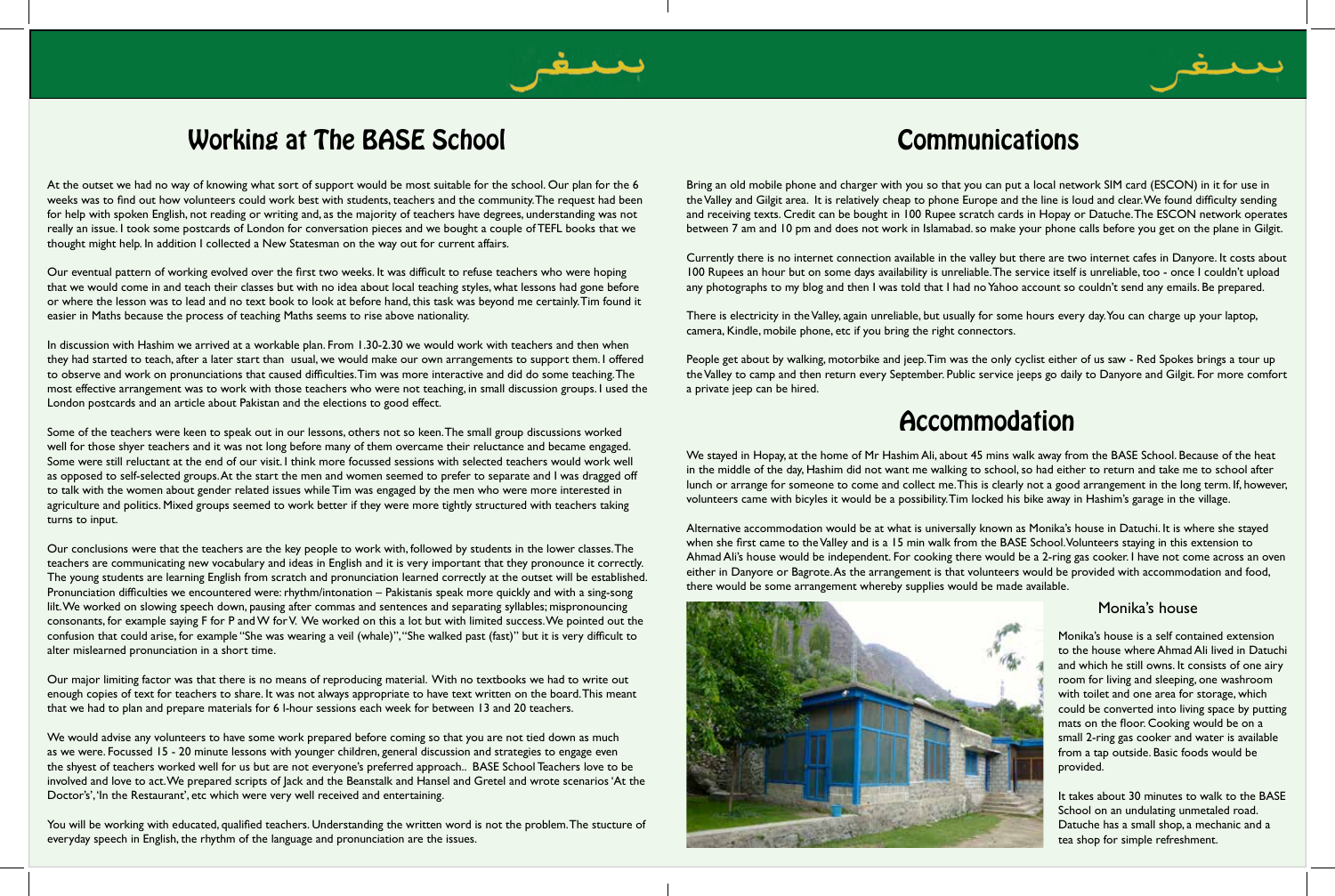# Working at The BASE School

At the outset we had no way of knowing what sort of support would be most suitable for the school. Our plan for the 6 weeks was to find out how volunteers could work best with students, teachers and the community. The request had been for help with spoken English, not reading or writing and, as the majority of teachers have degrees, understanding was not really an issue. I took some postcards of London for conversation pieces and we bought a couple of TEFL books that we thought might help. In addition I collected a New Statesman on the way out for current affairs.

Our eventual pattern of working evolved over the first two weeks. It was difficult to refuse teachers who were hoping that we would come in and teach their classes but with no idea about local teaching styles, what lessons had gone before or where the lesson was to lead and no text book to look at before hand, this task was beyond me certainly. Tim found it easier in Maths because the process of teaching Maths seems to rise above nationality.

In discussion with Hashim we arrived at a workable plan. From 1.30-2.30 we would work with teachers and then when they had started to teach, after a later start than usual, we would make our own arrangements to support them. I offered to observe and work on pronunciations that caused difficulties. Tim was more interactive and did do some teaching. The most effective arrangement was to work with those teachers who were not teaching, in small discussion groups. I used the London postcards and an article about Pakistan and the elections to good effect.

Some of the teachers were keen to speak out in our lessons, others not so keen. The small group discussions worked well for those shyer teachers and it was not long before many of them overcame their reluctance and became engaged. Some were still reluctant at the end of our visit. I think more focussed sessions with selected teachers would work well as opposed to self-selected groups. At the start the men and women seemed to prefer to separate and I was dragged off to talk with the women about gender related issues while Tim was engaged by the men who were more interested in agriculture and politics. Mixed groups seemed to work better if they were more tightly structured with teachers taking turns to input.

Our conclusions were that the teachers are the key people to work with, followed by students in the lower classes. The teachers are communicating new vocabulary and ideas in English and it is very important that they pronounce it correctly. The young students are learning English from scratch and pronunciation learned correctly at the outset will be established. Pronunciation difficulties we encountered were: rhythm/intonation – Pakistanis speak more quickly and with a sing-song lilt. We worked on slowing speech down, pausing after commas and sentences and separating syllables; mispronouncing consonants, for example saying F for P and W for V. We worked on this a lot but with limited success. We pointed out the confusion that could arise, for example "She was wearing a veil (whale)", "She walked past (fast)" but it is very difficult to alter mislearned pronunciation in a short time.

Our major limiting factor was that there is no means of reproducing material. With no textbooks we had to write out enough copies of text for teachers to share. It was not always appropriate to have text written on the board. This meant that we had to plan and prepare materials for 6 l-hour sessions each week for between 13 and 20 teachers.

We would advise any volunteers to have some work prepared before coming so that you are not tied down as much as we were. Focussed 15 - 20 minute lessons with younger children, general discussion and strategies to engage even the shyest of teachers worked well for us but are not everyone's preferred approach.. BASE School Teachers love to be involved and love to act. We prepared scripts of Jack and the Beanstalk and Hansel and Gretel and wrote scenarios 'At the Doctor's', 'In the Restaurant', etc which were very well received and entertaining.

You will be working with educated, qualified teachers. Understanding the written word is not the problem. The stucture of everyday speech in English, the rhythm of the language and pronunciation are the issues.

# Communications

Bring an old mobile phone and charger with you so that you can put a local network SIM card (ESCON) in it for use in the Valley and Gilgit area. It is relatively cheap to phone Europe and the line is loud and clear. We found difficulty sending and receiving texts. Credit can be bought in 100 Rupee scratch cards in Hopay or Datuche. The ESCON network operates between 7 am and 10 pm and does not work in Islamabad. so make your phone calls before you get on the plane in Gilgit.

Currently there is no internet connection available in the valley but there are two internet cafes in Danyore. It costs about 100 Rupees an hour but on some days availability is unreliable. The service itself is unreliable, too - once I couldn't upload any photographs to my blog and then I was told that I had no Yahoo account so couldn't send any emails. Be prepared.

There is electricity in the Valley, again unreliable, but usually for some hours every day. You can charge up your laptop, camera, Kindle, mobile phone, etc if you bring the right connectors.

People get about by walking, motorbike and jeep. Tim was the only cyclist either of us saw - Red Spokes brings a tour up the Valley to camp and then return every September. Public service jeeps go daily to Danyore and Gilgit. For more comfort a private jeep can be hired.

# Accommodation

We stayed in Hopay, at the home of Mr Hashim Ali, about 45 mins walk away from the BASE School. Because of the heat in the middle of the day, Hashim did not want me walking to school, so had either to return and take me to school after lunch or arrange for someone to come and collect me. This is clearly not a good arrangement in the long term. If, however, volunteers came with bicyles it would be a possibility. Tim locked his bike away in Hashim's garage in the village.

Alternative accommodation would be at what is universally known as Monika's house in Datuchi. It is where she stayed when she first came to the Valley and is a 15 min walk from the BASE School. Volunteers staying in this extension to Ahmad Ali's house would be independent. For cooking there would be a 2-ring gas cooker. I have not come across an oven either in Danyore or Bagrote. As the arrangement is that volunteers would be provided with accommodation and food, there would be some arrangement whereby supplies would be made available.

## Monika's house

Monika's house is a self contained extension to the house where Ahmad Ali lived in Datuchi and which he still owns. It consists of one airy room for living and sleeping, one washroom with toilet and one area for storage, which could be converted into living space by putting mats on the floor. Cooking would be on a small 2-ring gas cooker and water is available from a tap outside. Basic foods would be provided.

It takes about 30 minutes to walk to the BASE School on an undulating unmetaled road. Datuche has a small shop, a mechanic and a tea shop for simple refreshment.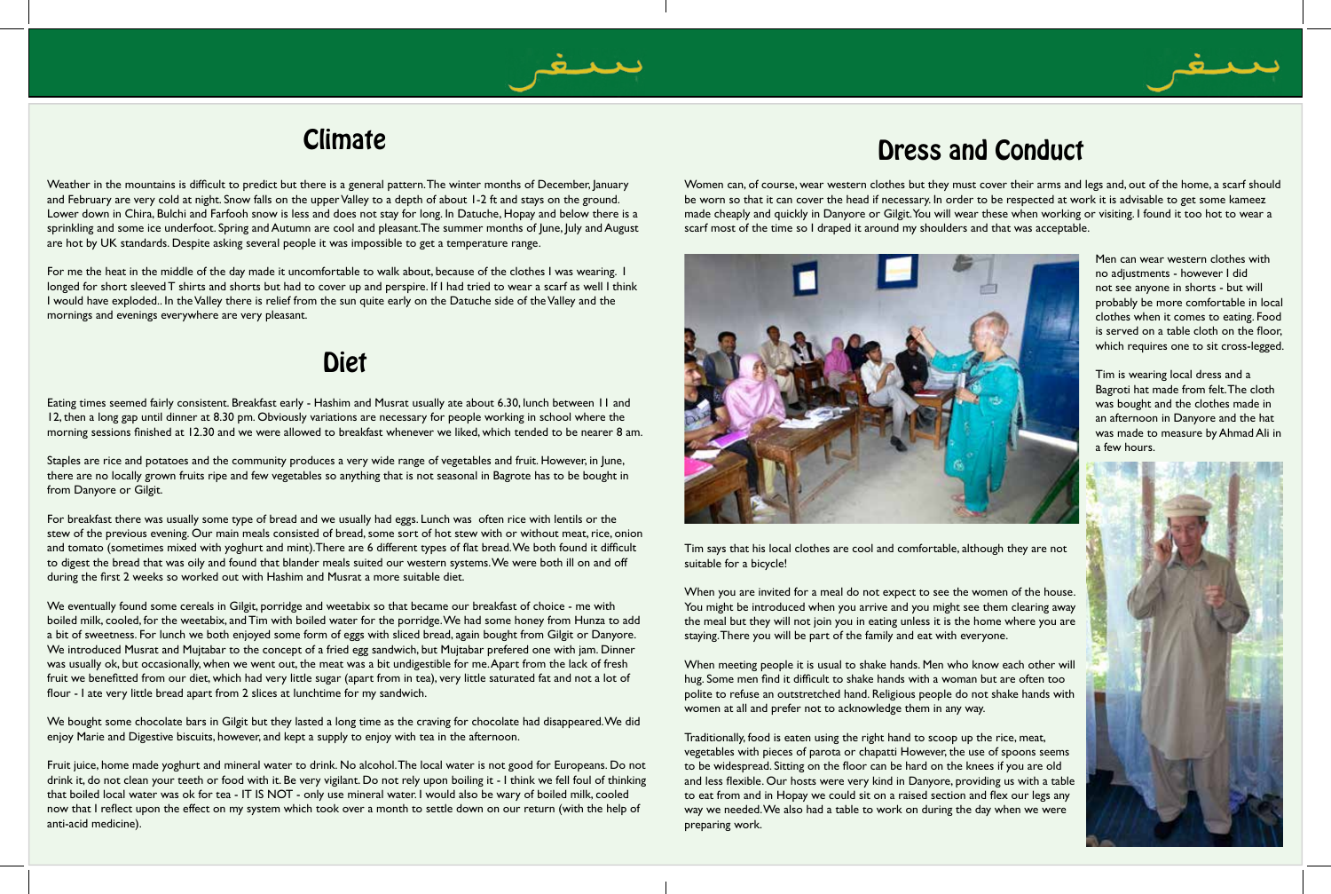## Climate

Weather in the mountains is difficult to predict but there is a general pattern. The winter months of December, January and February are very cold at night. Snow falls on the upper Valley to a depth of about 1-2 ft and stays on the ground. Lower down in Chira, Bulchi and Farfooh snow is less and does not stay for long. In Datuche, Hopay and below there is a sprinkling and some ice underfoot. Spring and Autumn are cool and pleasant. The summer months of June, July and August are hot by UK standards. Despite asking several people it was impossible to get a temperature range.

For me the heat in the middle of the day made it uncomfortable to walk about, because of the clothes I was wearing. I longed for short sleeved T shirts and shorts but had to cover up and perspire. If I had tried to wear a scarf as well I think I would have exploded.. In the Valley there is relief from the sun quite early on the Datuche side of the Valley and the mornings and evenings everywhere are very pleasant.

## Diet

Eating times seemed fairly consistent. Breakfast early - Hashim and Musrat usually ate about 6.30, lunch between 11 and 12, then a long gap until dinner at 8.30 pm. Obviously variations are necessary for people working in school where the morning sessions finished at 12.30 and we were allowed to breakfast whenever we liked, which tended to be nearer 8 am.

Staples are rice and potatoes and the community produces a very wide range of vegetables and fruit. However, in June, there are no locally grown fruits ripe and few vegetables so anything that is not seasonal in Bagrote has to be bought in from Danyore or Gilgit.

For breakfast there was usually some type of bread and we usually had eggs. Lunch was often rice with lentils or the stew of the previous evening. Our main meals consisted of bread, some sort of hot stew with or without meat, rice, onion and tomato (sometimes mixed with yoghurt and mint). There are 6 different types of flat bread. We both found it difficult to digest the bread that was oily and found that blander meals suited our western systems. We were both ill on and off during the first 2 weeks so worked out with Hashim and Musrat a more suitable diet.

We eventually found some cereals in Gilgit, porridge and weetabix so that became our breakfast of choice - me with boiled milk, cooled, for the weetabix, and Tim with boiled water for the porridge. We had some honey from Hunza to add a bit of sweetness. For lunch we both enjoyed some form of eggs with sliced bread, again bought from Gilgit or Danyore. We introduced Musrat and Mujtabar to the concept of a fried egg sandwich, but Mujtabar prefered one with jam. Dinner was usually ok, but occasionally, when we went out, the meat was a bit undigestible for me. Apart from the lack of fresh fruit we benefitted from our diet, which had very little sugar (apart from in tea), very little saturated fat and not a lot of flour - I ate very little bread apart from 2 slices at lunchtime for my sandwich.

We bought some chocolate bars in Gilgit but they lasted a long time as the craving for chocolate had disappeared. We did enjoy Marie and Digestive biscuits, however, and kept a supply to enjoy with tea in the afternoon.

Fruit juice, home made yoghurt and mineral water to drink. No alcohol. The local water is not good for Europeans. Do not drink it, do not clean your teeth or food with it. Be very vigilant. Do not rely upon boiling it - I think we fell foul of thinking that boiled local water was ok for tea - IT IS NOT - only use mineral water. I would also be wary of boiled milk, cooled now that I reflect upon the effect on my system which took over a month to settle down on our return (with the help of anti-acid medicine).

## Dress and Conduct

Women can, of course, wear western clothes but they must cover their arms and legs and, out of the home, a scarf should be worn so that it can cover the head if necessary. In order to be respected at work it is advisable to get some kameez made cheaply and quickly in Danyore or Gilgit. You will wear these when working or visiting. I found it too hot to wear a scarf most of the time so I draped it around my shoulders and that was acceptable.

Men can wear western clothes with no adjustments - however I did not see anyone in shorts - but will probably be more comfortable in local clothes when it comes to eating. Food is served on a table cloth on the floor, which requires one to sit cross-legged.

Tim is wearing local dress and a Bagroti hat made from felt. The cloth was bought and the clothes made in an afternoon in Danyore and the hat was made to measure by Ahmad Ali in a few hours.

Tim says that his local clothes are cool and comfortable, although they are not suitable for a bicycle!

When you are invited for a meal do not expect to see the women of the house. You might be introduced when you arrive and you might see them clearing away the meal but they will not join you in eating unless it is the home where you are staying. There you will be part of the family and eat with everyone.

When meeting people it is usual to shake hands. Men who know each other will hug. Some men find it difficult to shake hands with a woman but are often too polite to refuse an outstretched hand. Religious people do not shake hands with women at all and prefer not to acknowledge them in any way.

Traditionally, food is eaten using the right hand to scoop up the rice, meat, vegetables with pieces of parota or chapatti However, the use of spoons seems to be widespread. Sitting on the floor can be hard on the knees if you are old and less flexible. Our hosts were very kind in Danyore, providing us with a table to eat from and in Hopay we could sit on a raised section and flex our legs any way we needed. We also had a table to work on during the day when we were preparing work.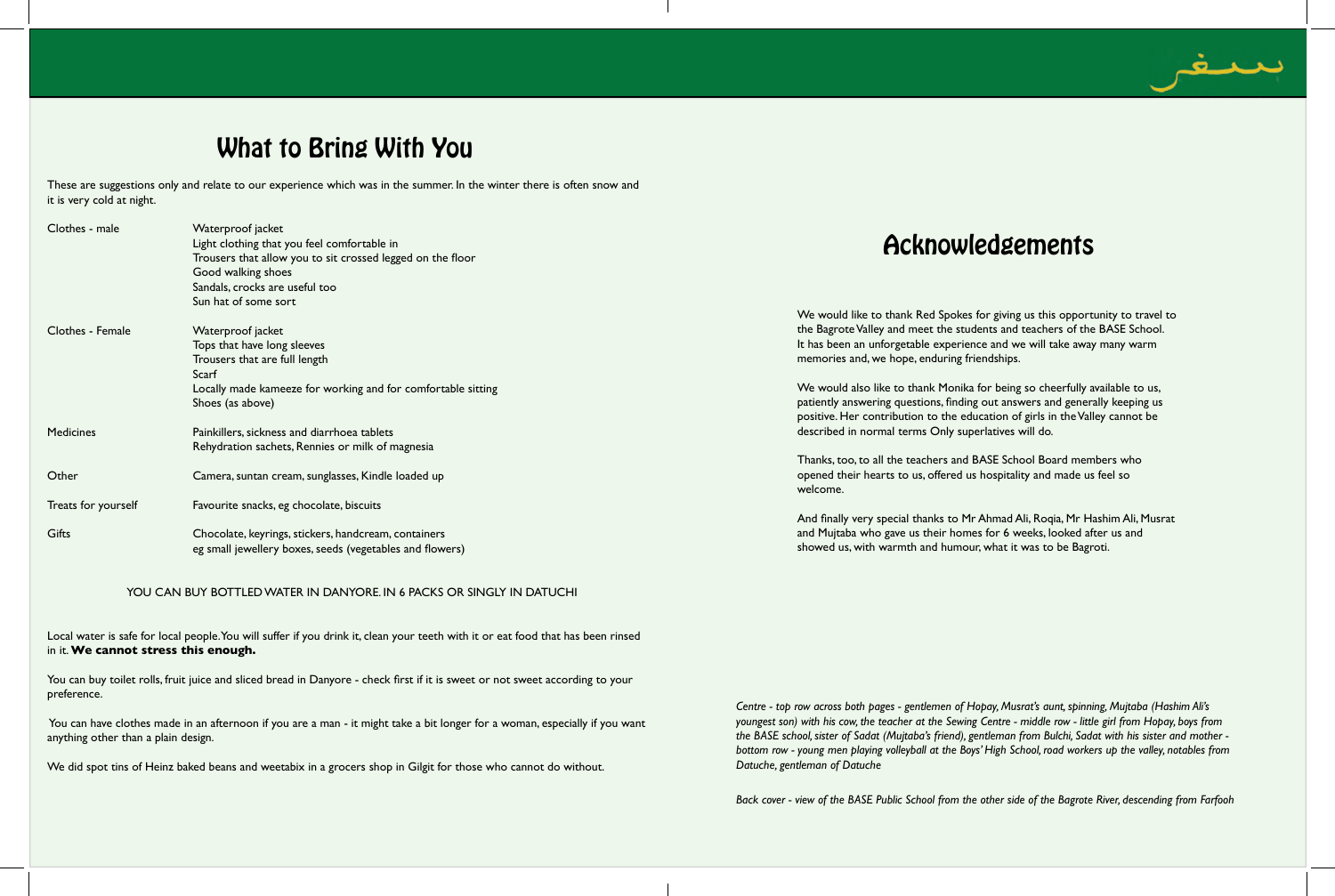# What to Bring With You

These are suggestions only and relate to our experience which was in the summer. In the winter there is often snow and it is very cold at night.

| | |
|---|---|
| Clothes - male | Waterproof jacket<br>Light clothing that you feel comfortable in<br>Trousers that allow you to sit crossed legged on the floor<br>Good walking shoes<br>Sandals, crocks are useful too<br>Sun hat of some sort |
| Clothes - Female | Waterproof jacket<br>Tops that have long sleeves<br>Trousers that are full length<br>Scarf<br>Locally made kameeze for working and for comfortable sitting<br>Shoes (as above) |
| Medicines | Painkillers, sickness and diarrhoea tablets<br>Rehydration sachets, Rennies or milk of magnesia |
| Other | Camera, suntan cream, sunglasses, Kindle loaded up |
| Treats for yourself | Favourite snacks, eg chocolate, biscuits |
| Gifts | Chocolate, keyrings, stickers, handcream, containers<br>eg small jewellery boxes, seeds (vegetables and flowers) |

YOU CAN BUY BOTTLED WATER IN DANYORE. IN 6 PACKS OR SINGLY IN DATUCHI

Local water is safe for local people. You will suffer if you drink it, clean your teeth with it or eat food that has been rinsed in it. **We cannot stress this enough.**

You can buy toilet rolls, fruit juice and sliced bread in Danyore - check first if it is sweet or not sweet according to your preference.

You can have clothes made in an afternoon if you are a man - it might take a bit longer for a woman, especially if you want anything other than a plain design.

We did spot tins of Heinz baked beans and weetabix in a grocers shop in Gilgit for those who cannot do without.

# Acknowledgements

We would like to thank Red Spokes for giving us this opportunity to travel to the Bagrote Valley and meet the students and teachers of the BASE School. It has been an unforgetable experience and we will take away many warm memories and, we hope, enduring friendships.

We would also like to thank Monika for being so cheerfully available to us, patiently answering questions, finding out answers and generally keeping us positive. Her contribution to the education of girls in the Valley cannot be described in normal terms Only superlatives will do.

Thanks, too, to all the teachers and BASE School Board members who opened their hearts to us, offered us hospitality and made us feel so welcome.

And finally very special thanks to Mr Ahmad Ali, Roqia, Mr Hashim Ali, Musrat and Mujtaba who gave us their homes for 6 weeks, looked after us and showed us, with warmth and humour, what it was to be Bagroti.

*Centre - top row across both pages - gentlemen of Hopay, Musrat's aunt, spinning, Mujtaba (Hashim Ali's youngest son) with his cow, the teacher at the Sewing Centre - middle row - little girl from Hopay, boys from the BASE school, sister of Sadat (Mujtaba's friend), gentleman from Bulchi, Sadat with his sister and mother - bottom row - young men playing volleyball at the Boys' High School, road workers up the valley, notables from Datuche, gentleman of Datuche*

*Back cover - view of the BASE Public School from the other side of the Bagrote River, descending from Farfooh*